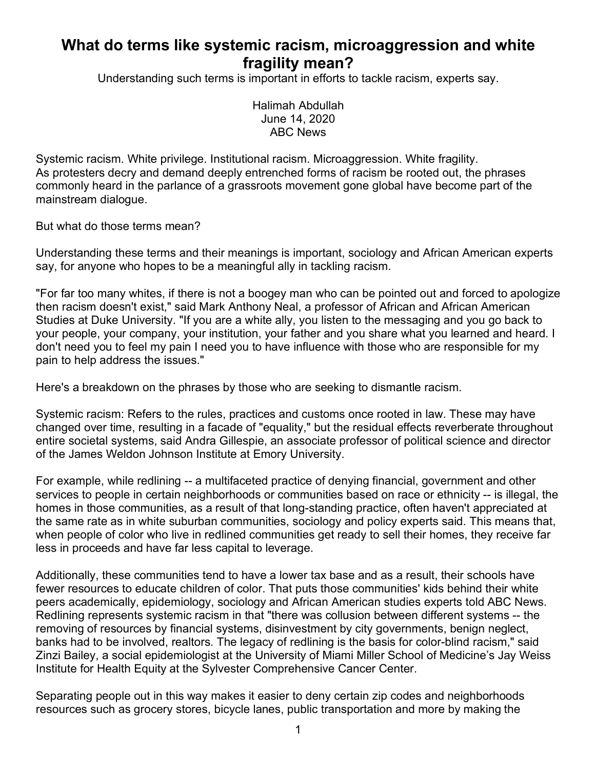# What do terms like systemic racism, microaggression and white fragility mean?

Understanding such terms is important in efforts to tackle racism, experts say.

Halimah Abdullah
June 14, 2020
ABC News

Systemic racism. White privilege. Institutional racism. Microaggression. White fragility.
As protesters decry and demand deeply entrenched forms of racism be rooted out, the phrases commonly heard in the parlance of a grassroots movement gone global have become part of the mainstream dialogue.

But what do those terms mean?

Understanding these terms and their meanings is important, sociology and African American experts say, for anyone who hopes to be a meaningful ally in tackling racism.

"For far too many whites, if there is not a boogey man who can be pointed out and forced to apologize then racism doesn't exist," said Mark Anthony Neal, a professor of African and African American Studies at Duke University. "If you are a white ally, you listen to the messaging and you go back to your people, your company, your institution, your father and you share what you learned and heard. I don't need you to feel my pain I need you to have influence with those who are responsible for my pain to help address the issues."

Here's a breakdown on the phrases by those who are seeking to dismantle racism.

Systemic racism: Refers to the rules, practices and customs once rooted in law. These may have changed over time, resulting in a facade of "equality," but the residual effects reverberate throughout entire societal systems, said Andra Gillespie, an associate professor of political science and director of the James Weldon Johnson Institute at Emory University.

For example, while redlining -- a multifaceted practice of denying financial, government and other services to people in certain neighborhoods or communities based on race or ethnicity -- is illegal, the homes in those communities, as a result of that long-standing practice, often haven't appreciated at the same rate as in white suburban communities, sociology and policy experts said. This means that, when people of color who live in redlined communities get ready to sell their homes, they receive far less in proceeds and have far less capital to leverage.

Additionally, these communities tend to have a lower tax base and as a result, their schools have fewer resources to educate children of color. That puts those communities' kids behind their white peers academically, epidemiology, sociology and African American studies experts told ABC News. Redlining represents systemic racism in that "there was collusion between different systems -- the removing of resources by financial systems, disinvestment by city governments, benign neglect, banks had to be involved, realtors. The legacy of redlining is the basis for color-blind racism," said Zinzi Bailey, a social epidemiologist at the University of Miami Miller School of Medicine's Jay Weiss Institute for Health Equity at the Sylvester Comprehensive Cancer Center.

Separating people out in this way makes it easier to deny certain zip codes and neighborhoods resources such as grocery stores, bicycle lanes, public transportation and more by making the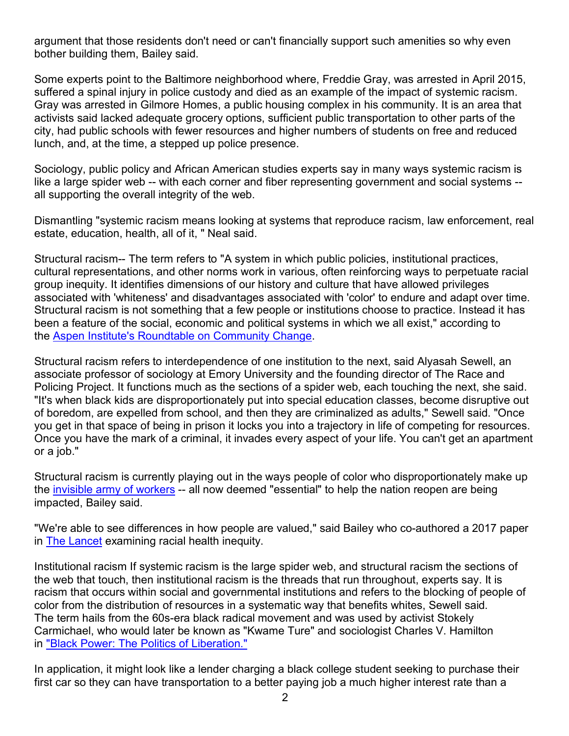argument that those residents don't need or can't financially support such amenities so why even bother building them, Bailey said.

Some experts point to the Baltimore neighborhood where, Freddie Gray, was arrested in April 2015, suffered a spinal injury in police custody and died as an example of the impact of systemic racism. Gray was arrested in Gilmore Homes, a public housing complex in his community. It is an area that activists said lacked adequate grocery options, sufficient public transportation to other parts of the city, had public schools with fewer resources and higher numbers of students on free and reduced lunch, and, at the time, a stepped up police presence.

Sociology, public policy and African American studies experts say in many ways systemic racism is like a large spider web -- with each corner and fiber representing government and social systems -- all supporting the overall integrity of the web.

Dismantling "systemic racism means looking at systems that reproduce racism, law enforcement, real estate, education, health, all of it, " Neal said.

Structural racism-- The term refers to "A system in which public policies, institutional practices, cultural representations, and other norms work in various, often reinforcing ways to perpetuate racial group inequity. It identifies dimensions of our history and culture that have allowed privileges associated with 'whiteness' and disadvantages associated with 'color' to endure and adapt over time. Structural racism is not something that a few people or institutions choose to practice. Instead it has been a feature of the social, economic and political systems in which we all exist," according to the [Aspen Institute's Roundtable on Community Change](#).

Structural racism refers to interdependence of one institution to the next, said Alyasah Sewell, an associate professor of sociology at Emory University and the founding director of The Race and Policing Project. It functions much as the sections of a spider web, each touching the next, she said. "It's when black kids are disproportionately put into special education classes, become disruptive out of boredom, are expelled from school, and then they are criminalized as adults," Sewell said. "Once you get in that space of being in prison it locks you into a trajectory in life of competing for resources. Once you have the mark of a criminal, it invades every aspect of your life. You can't get an apartment or a job."

Structural racism is currently playing out in the ways people of color who disproportionately make up the [invisible army of workers](#) -- all now deemed "essential" to help the nation reopen are being impacted, Bailey said.

"We're able to see differences in how people are valued," said Bailey who co-authored a 2017 paper in [The Lancet](#) examining racial health inequity.

Institutional racism If systemic racism is the large spider web, and structural racism the sections of the web that touch, then institutional racism is the threads that run throughout, experts say. It is racism that occurs within social and governmental institutions and refers to the blocking of people of color from the distribution of resources in a systematic way that benefits whites, Sewell said. The term hails from the 60s-era black radical movement and was used by activist Stokely Carmichael, who would later be known as "Kwame Ture" and sociologist Charles V. Hamilton in ["Black Power: The Politics of Liberation."](#)

In application, it might look like a lender charging a black college student seeking to purchase their first car so they can have transportation to a better paying job a much higher interest rate than a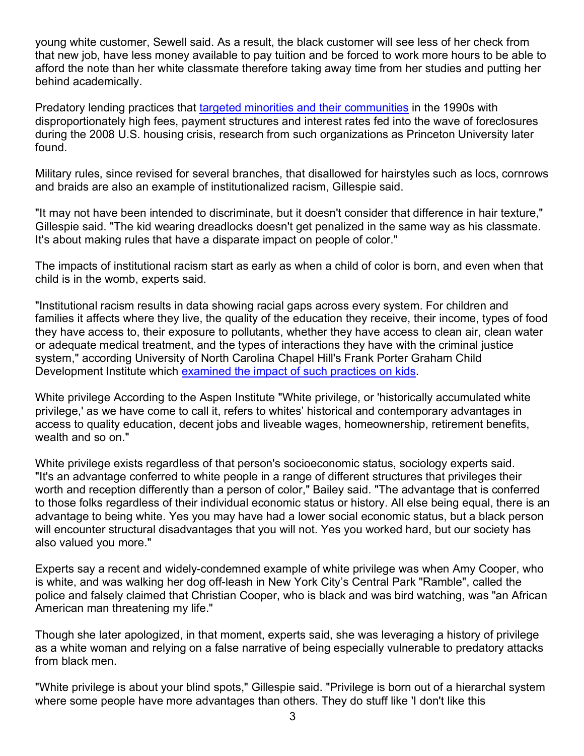young white customer, Sewell said. As a result, the black customer will see less of her check from that new job, have less money available to pay tuition and be forced to work more hours to be able to afford the note than her white classmate therefore taking away time from her studies and putting her behind academically.

Predatory lending practices that [targeted minorities and their communities] in the 1990s with disproportionately high fees, payment structures and interest rates fed into the wave of foreclosures during the 2008 U.S. housing crisis, research from such organizations as Princeton University later found.

Military rules, since revised for several branches, that disallowed for hairstyles such as locs, cornrows and braids are also an example of institutionalized racism, Gillespie said.

"It may not have been intended to discriminate, but it doesn't consider that difference in hair texture," Gillespie said. "The kid wearing dreadlocks doesn't get penalized in the same way as his classmate. It's about making rules that have a disparate impact on people of color."

The impacts of institutional racism start as early as when a child of color is born, and even when that child is in the womb, experts said.

"Institutional racism results in data showing racial gaps across every system. For children and families it affects where they live, the quality of the education they receive, their income, types of food they have access to, their exposure to pollutants, whether they have access to clean air, clean water or adequate medical treatment, and the types of interactions they have with the criminal justice system," according University of North Carolina Chapel Hill's Frank Porter Graham Child Development Institute which [examined the impact of such practices on kids].

White privilege According to the Aspen Institute "White privilege, or 'historically accumulated white privilege,' as we have come to call it, refers to whites' historical and contemporary advantages in access to quality education, decent jobs and liveable wages, homeownership, retirement benefits, wealth and so on."

White privilege exists regardless of that person's socioeconomic status, sociology experts said. "It's an advantage conferred to white people in a range of different structures that privileges their worth and reception differently than a person of color," Bailey said. "The advantage that is conferred to those folks regardless of their individual economic status or history. All else being equal, there is an advantage to being white. Yes you may have had a lower social economic status, but a black person will encounter structural disadvantages that you will not. Yes you worked hard, but our society has also valued you more."

Experts say a recent and widely-condemned example of white privilege was when Amy Cooper, who is white, and was walking her dog off-leash in New York City's Central Park "Ramble", called the police and falsely claimed that Christian Cooper, who is black and was bird watching, was "an African American man threatening my life."

Though she later apologized, in that moment, experts said, she was leveraging a history of privilege as a white woman and relying on a false narrative of being especially vulnerable to predatory attacks from black men.

"White privilege is about your blind spots," Gillespie said. "Privilege is born out of a hierarchal system where some people have more advantages than others. They do stuff like 'I don't like this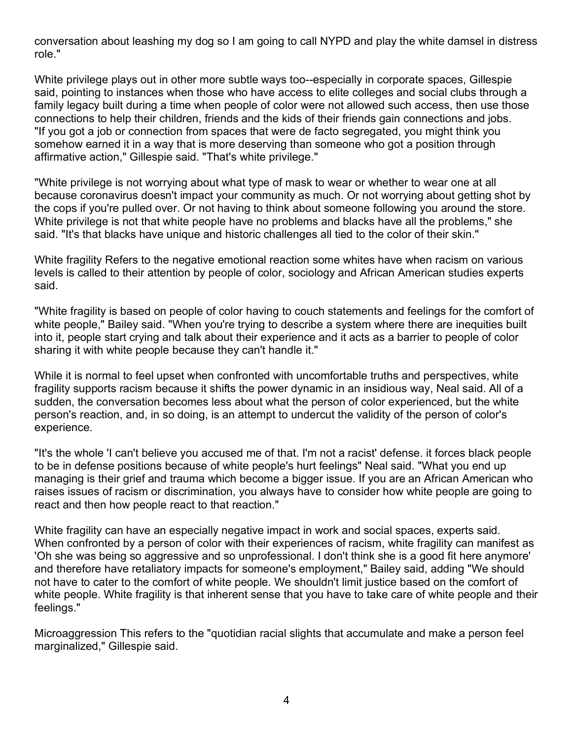conversation about leashing my dog so I am going to call NYPD and play the white damsel in distress role."

White privilege plays out in other more subtle ways too--especially in corporate spaces, Gillespie said, pointing to instances when those who have access to elite colleges and social clubs through a family legacy built during a time when people of color were not allowed such access, then use those connections to help their children, friends and the kids of their friends gain connections and jobs. "If you got a job or connection from spaces that were de facto segregated, you might think you somehow earned it in a way that is more deserving than someone who got a position through affirmative action," Gillespie said. "That's white privilege."

"White privilege is not worrying about what type of mask to wear or whether to wear one at all because coronavirus doesn't impact your community as much. Or not worrying about getting shot by the cops if you're pulled over. Or not having to think about someone following you around the store. White privilege is not that white people have no problems and blacks have all the problems," she said. "It's that blacks have unique and historic challenges all tied to the color of their skin."

White fragility Refers to the negative emotional reaction some whites have when racism on various levels is called to their attention by people of color, sociology and African American studies experts said.

"White fragility is based on people of color having to couch statements and feelings for the comfort of white people," Bailey said. "When you're trying to describe a system where there are inequities built into it, people start crying and talk about their experience and it acts as a barrier to people of color sharing it with white people because they can't handle it."

While it is normal to feel upset when confronted with uncomfortable truths and perspectives, white fragility supports racism because it shifts the power dynamic in an insidious way, Neal said. All of a sudden, the conversation becomes less about what the person of color experienced, but the white person's reaction, and, in so doing, is an attempt to undercut the validity of the person of color's experience.

"It's the whole 'I can't believe you accused me of that. I'm not a racist' defense. it forces black people to be in defense positions because of white people's hurt feelings" Neal said. "What you end up managing is their grief and trauma which become a bigger issue. If you are an African American who raises issues of racism or discrimination, you always have to consider how white people are going to react and then how people react to that reaction."

White fragility can have an especially negative impact in work and social spaces, experts said. When confronted by a person of color with their experiences of racism, white fragility can manifest as 'Oh she was being so aggressive and so unprofessional. I don't think she is a good fit here anymore' and therefore have retaliatory impacts for someone's employment," Bailey said, adding "We should not have to cater to the comfort of white people. We shouldn't limit justice based on the comfort of white people. White fragility is that inherent sense that you have to take care of white people and their feelings."

Microaggression This refers to the "quotidian racial slights that accumulate and make a person feel marginalized," Gillespie said.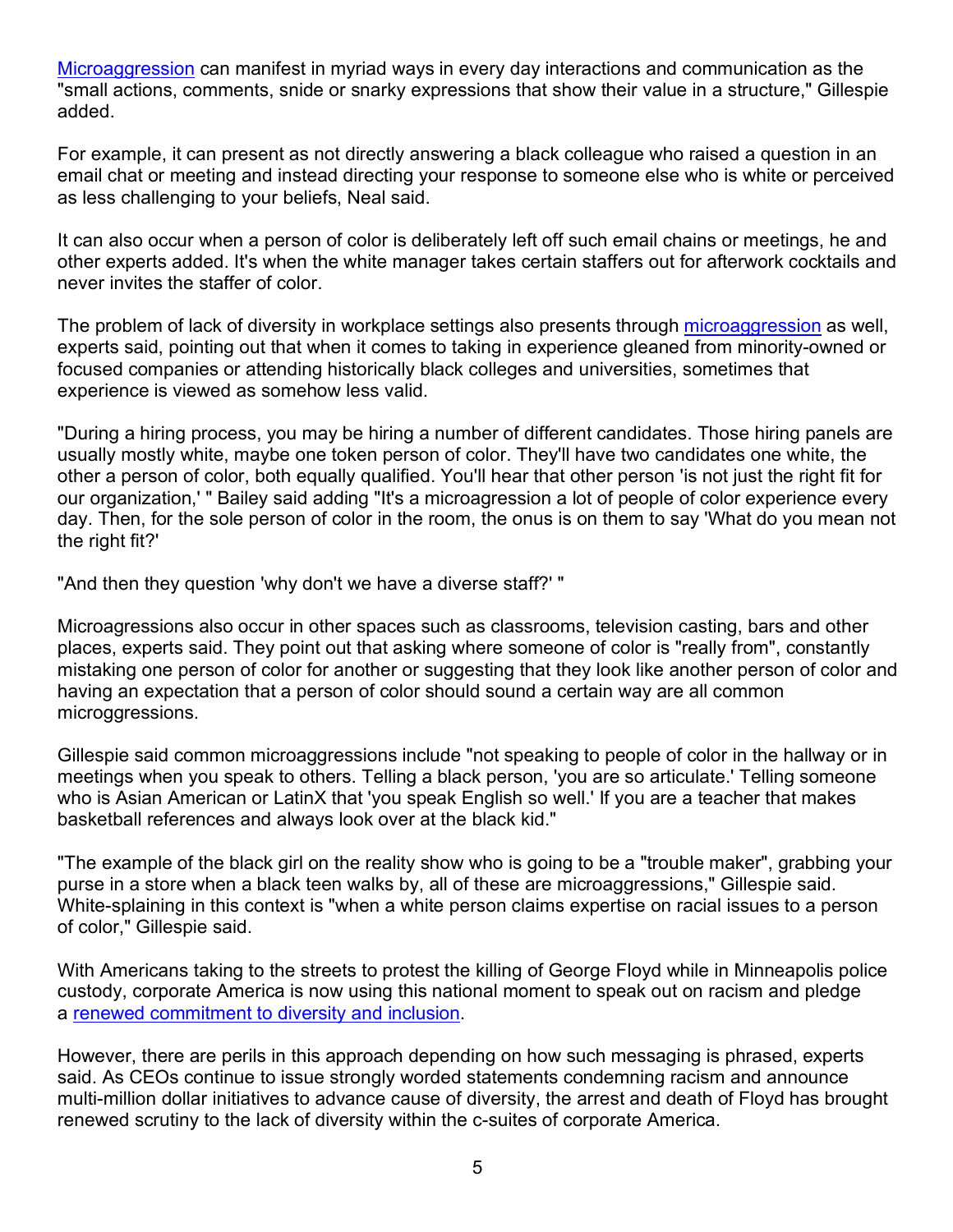Microaggression can manifest in myriad ways in every day interactions and communication as the "small actions, comments, snide or snarky expressions that show their value in a structure," Gillespie added.

For example, it can present as not directly answering a black colleague who raised a question in an email chat or meeting and instead directing your response to someone else who is white or perceived as less challenging to your beliefs, Neal said.

It can also occur when a person of color is deliberately left off such email chains or meetings, he and other experts added. It's when the white manager takes certain staffers out for afterwork cocktails and never invites the staffer of color.

The problem of lack of diversity in workplace settings also presents through microaggression as well, experts said, pointing out that when it comes to taking in experience gleaned from minority-owned or focused companies or attending historically black colleges and universities, sometimes that experience is viewed as somehow less valid.

"During a hiring process, you may be hiring a number of different candidates. Those hiring panels are usually mostly white, maybe one token person of color. They'll have two candidates one white, the other a person of color, both equally qualified. You'll hear that other person 'is not just the right fit for our organization,' " Bailey said adding "It's a microagression a lot of people of color experience every day. Then, for the sole person of color in the room, the onus is on them to say 'What do you mean not the right fit?'

"And then they question 'why don't we have a diverse staff?' "

Microagressions also occur in other spaces such as classrooms, television casting, bars and other places, experts said. They point out that asking where someone of color is "really from", constantly mistaking one person of color for another or suggesting that they look like another person of color and having an expectation that a person of color should sound a certain way are all common microggressions.

Gillespie said common microaggressions include "not speaking to people of color in the hallway or in meetings when you speak to others. Telling a black person, 'you are so articulate.' Telling someone who is Asian American or LatinX that 'you speak English so well.' If you are a teacher that makes basketball references and always look over at the black kid."

"The example of the black girl on the reality show who is going to be a "trouble maker", grabbing your purse in a store when a black teen walks by, all of these are microaggressions," Gillespie said. White-splaining in this context is "when a white person claims expertise on racial issues to a person of color," Gillespie said.

With Americans taking to the streets to protest the killing of George Floyd while in Minneapolis police custody, corporate America is now using this national moment to speak out on racism and pledge a renewed commitment to diversity and inclusion.

However, there are perils in this approach depending on how such messaging is phrased, experts said. As CEOs continue to issue strongly worded statements condemning racism and announce multi-million dollar initiatives to advance cause of diversity, the arrest and death of Floyd has brought renewed scrutiny to the lack of diversity within the c-suites of corporate America.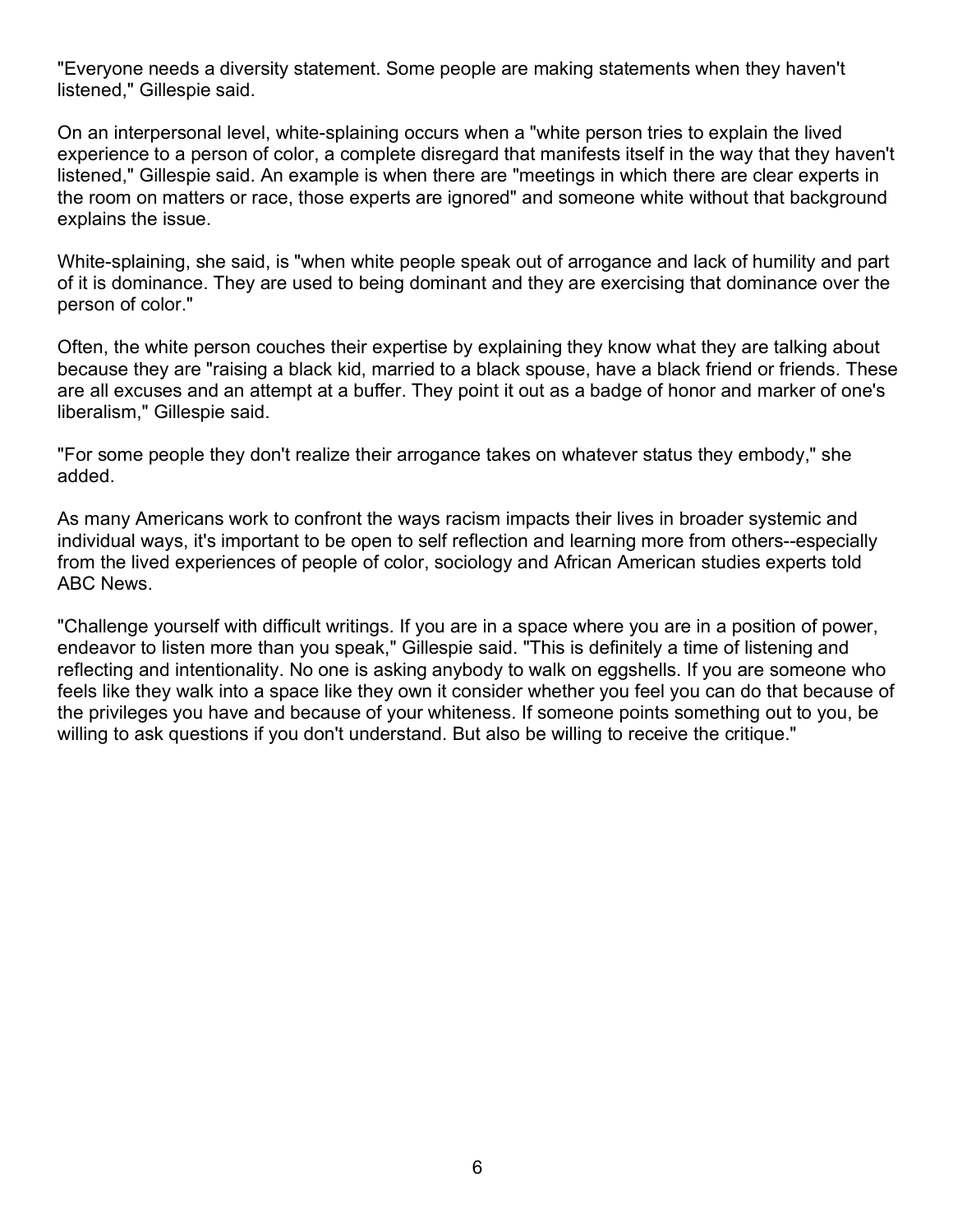"Everyone needs a diversity statement. Some people are making statements when they haven't listened," Gillespie said.

On an interpersonal level, white-splaining occurs when a "white person tries to explain the lived experience to a person of color, a complete disregard that manifests itself in the way that they haven't listened," Gillespie said. An example is when there are "meetings in which there are clear experts in the room on matters or race, those experts are ignored" and someone white without that background explains the issue.

White-splaining, she said, is "when white people speak out of arrogance and lack of humility and part of it is dominance. They are used to being dominant and they are exercising that dominance over the person of color."

Often, the white person couches their expertise by explaining they know what they are talking about because they are "raising a black kid, married to a black spouse, have a black friend or friends. These are all excuses and an attempt at a buffer. They point it out as a badge of honor and marker of one's liberalism," Gillespie said.

"For some people they don't realize their arrogance takes on whatever status they embody," she added.

As many Americans work to confront the ways racism impacts their lives in broader systemic and individual ways, it's important to be open to self reflection and learning more from others--especially from the lived experiences of people of color, sociology and African American studies experts told ABC News.

"Challenge yourself with difficult writings. If you are in a space where you are in a position of power, endeavor to listen more than you speak," Gillespie said. "This is definitely a time of listening and reflecting and intentionality. No one is asking anybody to walk on eggshells. If you are someone who feels like they walk into a space like they own it consider whether you feel you can do that because of the privileges you have and because of your whiteness. If someone points something out to you, be willing to ask questions if you don't understand. But also be willing to receive the critique."